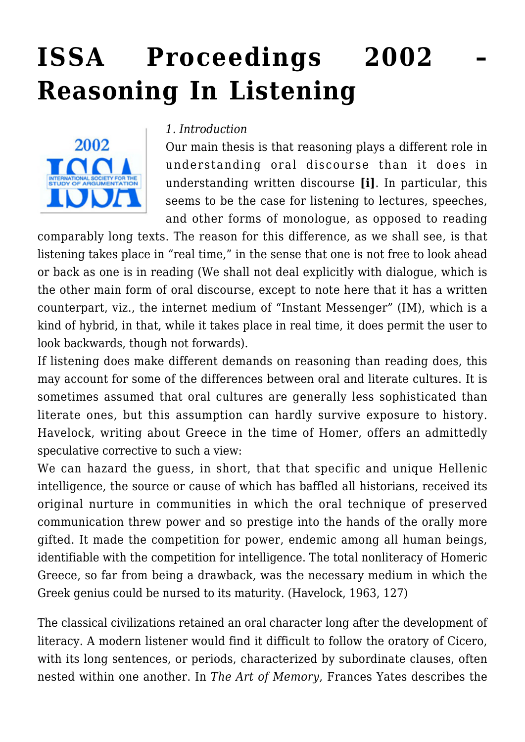# ISSA Proceedings 2002 – Reasoning In Listening

*1. Introduction*

Our main thesis is that reasoning plays a different role in understanding oral discourse than it does in understanding written discourse **[i]**. In particular, this seems to be the case for listening to lectures, speeches, and other forms of monologue, as opposed to reading comparably long texts. The reason for this difference, as we shall see, is that listening takes place in "real time," in the sense that one is not free to look ahead or back as one is in reading (We shall not deal explicitly with dialogue, which is the other main form of oral discourse, except to note here that it has a written counterpart, viz., the internet medium of "Instant Messenger" (IM), which is a kind of hybrid, in that, while it takes place in real time, it does permit the user to look backwards, though not forwards).

If listening does make different demands on reasoning than reading does, this may account for some of the differences between oral and literate cultures. It is sometimes assumed that oral cultures are generally less sophisticated than literate ones, but this assumption can hardly survive exposure to history. Havelock, writing about Greece in the time of Homer, offers an admittedly speculative corrective to such a view:

We can hazard the guess, in short, that that specific and unique Hellenic intelligence, the source or cause of which has baffled all historians, received its original nurture in communities in which the oral technique of preserved communication threw power and so prestige into the hands of the orally more gifted. It made the competition for power, endemic among all human beings, identifiable with the competition for intelligence. The total nonliteracy of Homeric Greece, so far from being a drawback, was the necessary medium in which the Greek genius could be nursed to its maturity. (Havelock, 1963, 127)

The classical civilizations retained an oral character long after the development of literacy. A modern listener would find it difficult to follow the oratory of Cicero, with its long sentences, or periods, characterized by subordinate clauses, often nested within one another. In *The Art of Memory*, Frances Yates describes the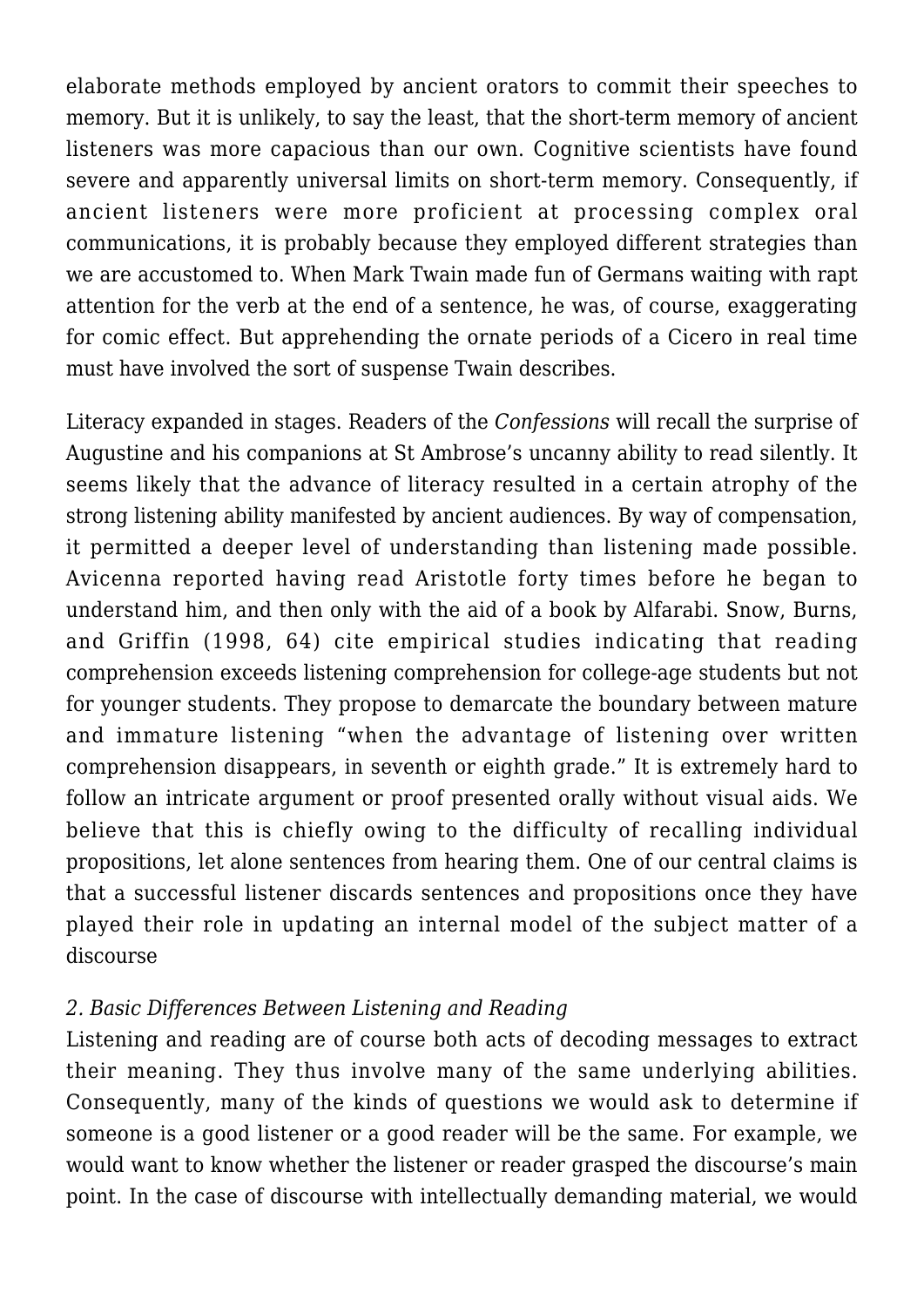elaborate methods employed by ancient orators to commit their speeches to memory. But it is unlikely, to say the least, that the short-term memory of ancient listeners was more capacious than our own. Cognitive scientists have found severe and apparently universal limits on short-term memory. Consequently, if ancient listeners were more proficient at processing complex oral communications, it is probably because they employed different strategies than we are accustomed to. When Mark Twain made fun of Germans waiting with rapt attention for the verb at the end of a sentence, he was, of course, exaggerating for comic effect. But apprehending the ornate periods of a Cicero in real time must have involved the sort of suspense Twain describes.

Literacy expanded in stages. Readers of the *Confessions* will recall the surprise of Augustine and his companions at St Ambrose's uncanny ability to read silently. It seems likely that the advance of literacy resulted in a certain atrophy of the strong listening ability manifested by ancient audiences. By way of compensation, it permitted a deeper level of understanding than listening made possible. Avicenna reported having read Aristotle forty times before he began to understand him, and then only with the aid of a book by Alfarabi. Snow, Burns, and Griffin (1998, 64) cite empirical studies indicating that reading comprehension exceeds listening comprehension for college-age students but not for younger students. They propose to demarcate the boundary between mature and immature listening "when the advantage of listening over written comprehension disappears, in seventh or eighth grade." It is extremely hard to follow an intricate argument or proof presented orally without visual aids. We believe that this is chiefly owing to the difficulty of recalling individual propositions, let alone sentences from hearing them. One of our central claims is that a successful listener discards sentences and propositions once they have played their role in updating an internal model of the subject matter of a discourse

### *2. Basic Differences Between Listening and Reading*

Listening and reading are of course both acts of decoding messages to extract their meaning. They thus involve many of the same underlying abilities. Consequently, many of the kinds of questions we would ask to determine if someone is a good listener or a good reader will be the same. For example, we would want to know whether the listener or reader grasped the discourse's main point. In the case of discourse with intellectually demanding material, we would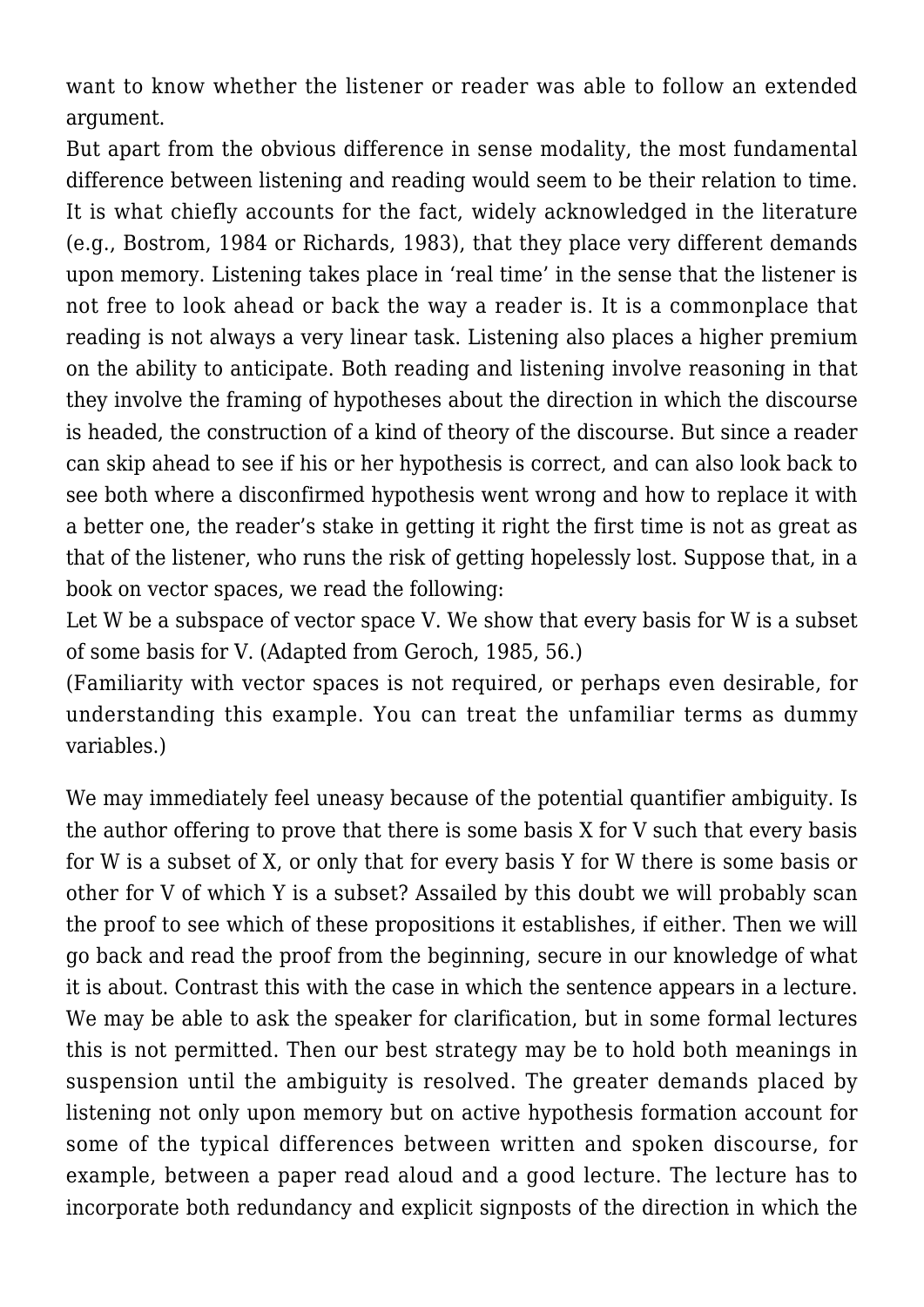want to know whether the listener or reader was able to follow an extended argument.

But apart from the obvious difference in sense modality, the most fundamental difference between listening and reading would seem to be their relation to time. It is what chiefly accounts for the fact, widely acknowledged in the literature (e.g., Bostrom, 1984 or Richards, 1983), that they place very different demands upon memory. Listening takes place in 'real time' in the sense that the listener is not free to look ahead or back the way a reader is. It is a commonplace that reading is not always a very linear task. Listening also places a higher premium on the ability to anticipate. Both reading and listening involve reasoning in that they involve the framing of hypotheses about the direction in which the discourse is headed, the construction of a kind of theory of the discourse. But since a reader can skip ahead to see if his or her hypothesis is correct, and can also look back to see both where a disconfirmed hypothesis went wrong and how to replace it with a better one, the reader's stake in getting it right the first time is not as great as that of the listener, who runs the risk of getting hopelessly lost. Suppose that, in a book on vector spaces, we read the following:

Let W be a subspace of vector space V. We show that every basis for W is a subset of some basis for V. (Adapted from Geroch, 1985, 56.)

(Familiarity with vector spaces is not required, or perhaps even desirable, for understanding this example. You can treat the unfamiliar terms as dummy variables.)

We may immediately feel uneasy because of the potential quantifier ambiguity. Is the author offering to prove that there is some basis X for V such that every basis for W is a subset of X, or only that for every basis Y for W there is some basis or other for V of which Y is a subset? Assailed by this doubt we will probably scan the proof to see which of these propositions it establishes, if either. Then we will go back and read the proof from the beginning, secure in our knowledge of what it is about. Contrast this with the case in which the sentence appears in a lecture. We may be able to ask the speaker for clarification, but in some formal lectures this is not permitted. Then our best strategy may be to hold both meanings in suspension until the ambiguity is resolved. The greater demands placed by listening not only upon memory but on active hypothesis formation account for some of the typical differences between written and spoken discourse, for example, between a paper read aloud and a good lecture. The lecture has to incorporate both redundancy and explicit signposts of the direction in which the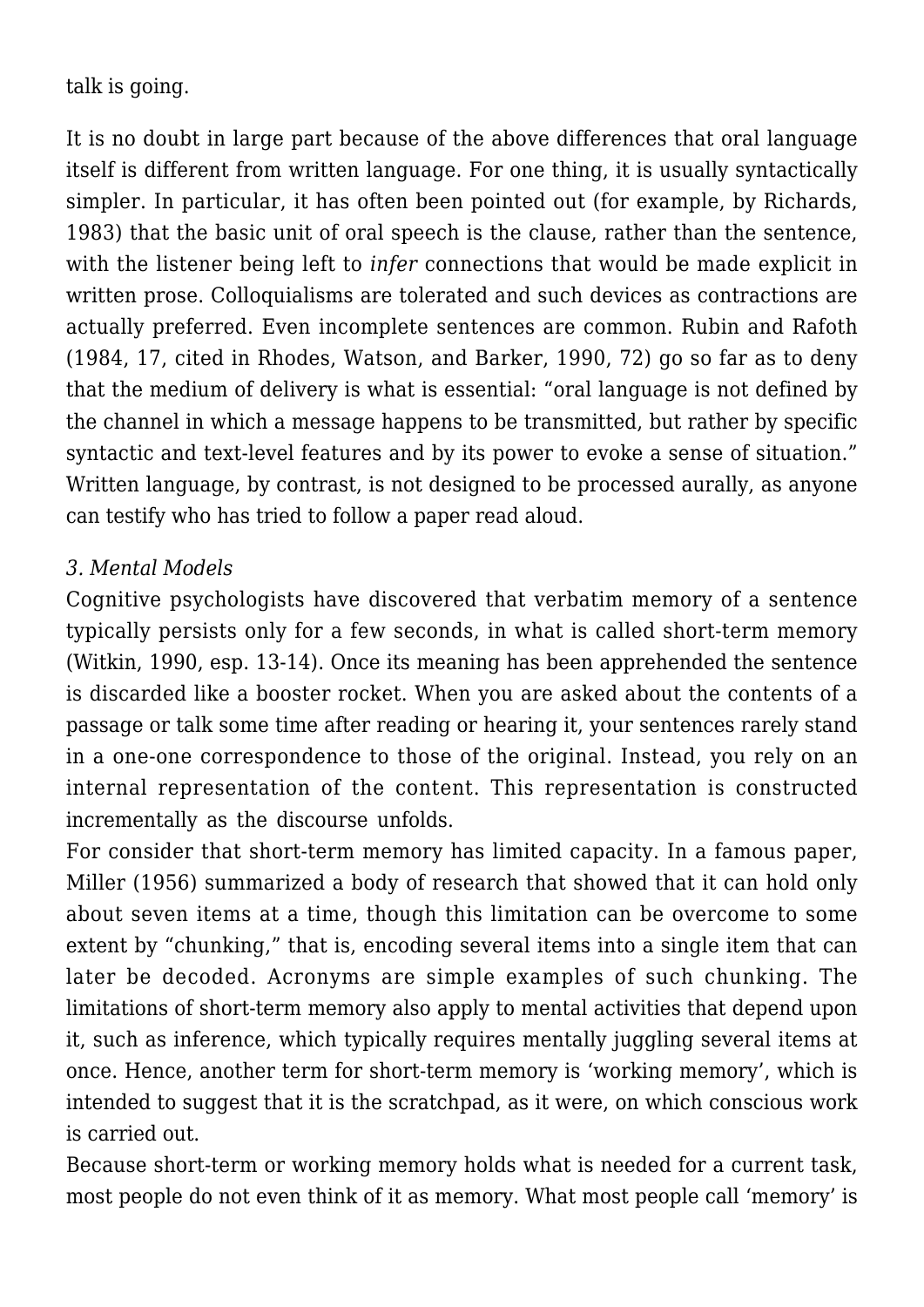talk is going.

It is no doubt in large part because of the above differences that oral language itself is different from written language. For one thing, it is usually syntactically simpler. In particular, it has often been pointed out (for example, by Richards, 1983) that the basic unit of oral speech is the clause, rather than the sentence, with the listener being left to *infer* connections that would be made explicit in written prose. Colloquialisms are tolerated and such devices as contractions are actually preferred. Even incomplete sentences are common. Rubin and Rafoth (1984, 17, cited in Rhodes, Watson, and Barker, 1990, 72) go so far as to deny that the medium of delivery is what is essential: "oral language is not defined by the channel in which a message happens to be transmitted, but rather by specific syntactic and text-level features and by its power to evoke a sense of situation." Written language, by contrast, is not designed to be processed aurally, as anyone can testify who has tried to follow a paper read aloud.

*3. Mental Models*

Cognitive psychologists have discovered that verbatim memory of a sentence typically persists only for a few seconds, in what is called short-term memory (Witkin, 1990, esp. 13-14). Once its meaning has been apprehended the sentence is discarded like a booster rocket. When you are asked about the contents of a passage or talk some time after reading or hearing it, your sentences rarely stand in a one-one correspondence to those of the original. Instead, you rely on an internal representation of the content. This representation is constructed incrementally as the discourse unfolds.

For consider that short-term memory has limited capacity. In a famous paper, Miller (1956) summarized a body of research that showed that it can hold only about seven items at a time, though this limitation can be overcome to some extent by "chunking," that is, encoding several items into a single item that can later be decoded. Acronyms are simple examples of such chunking. The limitations of short-term memory also apply to mental activities that depend upon it, such as inference, which typically requires mentally juggling several items at once. Hence, another term for short-term memory is 'working memory', which is intended to suggest that it is the scratchpad, as it were, on which conscious work is carried out.

Because short-term or working memory holds what is needed for a current task, most people do not even think of it as memory. What most people call 'memory' is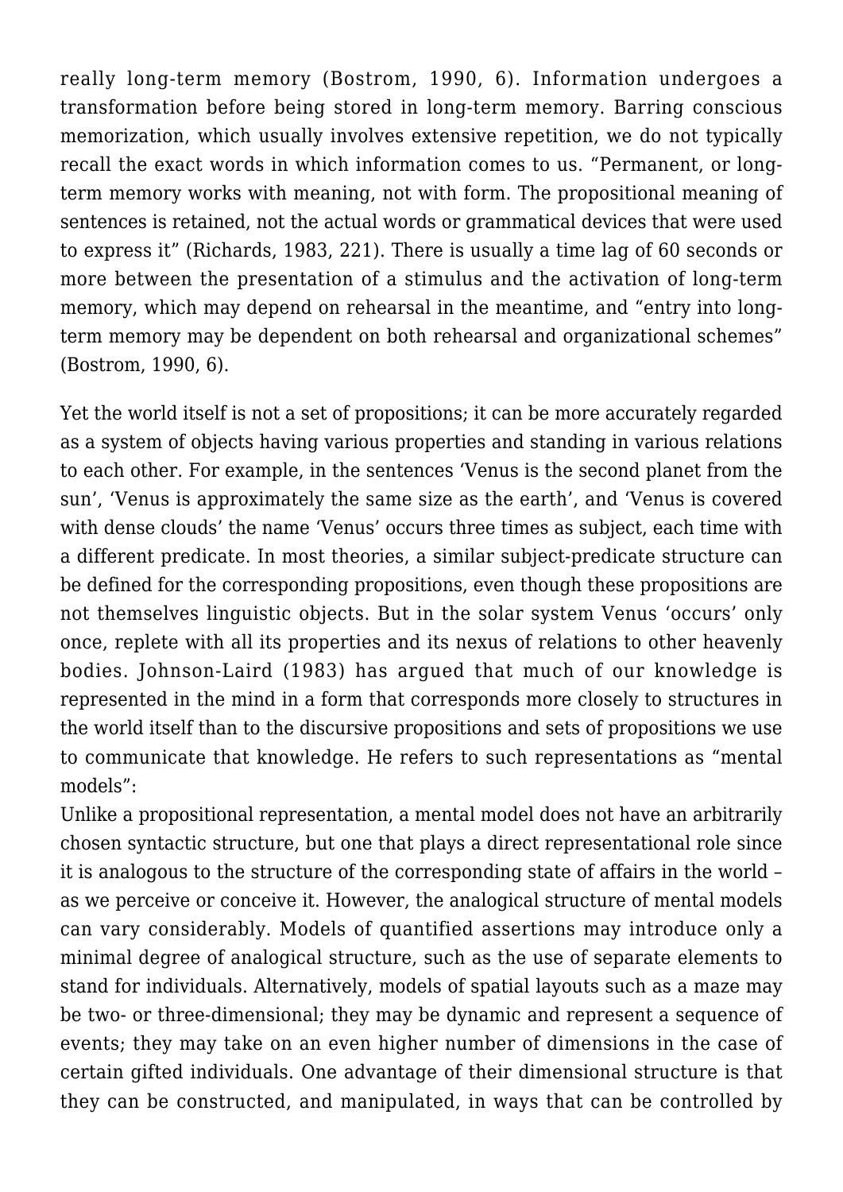really long-term memory (Bostrom, 1990, 6). Information undergoes a transformation before being stored in long-term memory. Barring conscious memorization, which usually involves extensive repetition, we do not typically recall the exact words in which information comes to us. "Permanent, or long-term memory works with meaning, not with form. The propositional meaning of sentences is retained, not the actual words or grammatical devices that were used to express it" (Richards, 1983, 221). There is usually a time lag of 60 seconds or more between the presentation of a stimulus and the activation of long-term memory, which may depend on rehearsal in the meantime, and "entry into long-term memory may be dependent on both rehearsal and organizational schemes" (Bostrom, 1990, 6).

Yet the world itself is not a set of propositions; it can be more accurately regarded as a system of objects having various properties and standing in various relations to each other. For example, in the sentences 'Venus is the second planet from the sun', 'Venus is approximately the same size as the earth', and 'Venus is covered with dense clouds' the name 'Venus' occurs three times as subject, each time with a different predicate. In most theories, a similar subject-predicate structure can be defined for the corresponding propositions, even though these propositions are not themselves linguistic objects. But in the solar system Venus 'occurs' only once, replete with all its properties and its nexus of relations to other heavenly bodies. Johnson-Laird (1983) has argued that much of our knowledge is represented in the mind in a form that corresponds more closely to structures in the world itself than to the discursive propositions and sets of propositions we use to communicate that knowledge. He refers to such representations as "mental models":

Unlike a propositional representation, a mental model does not have an arbitrarily chosen syntactic structure, but one that plays a direct representational role since it is analogous to the structure of the corresponding state of affairs in the world – as we perceive or conceive it. However, the analogical structure of mental models can vary considerably. Models of quantified assertions may introduce only a minimal degree of analogical structure, such as the use of separate elements to stand for individuals. Alternatively, models of spatial layouts such as a maze may be two- or three-dimensional; they may be dynamic and represent a sequence of events; they may take on an even higher number of dimensions in the case of certain gifted individuals. One advantage of their dimensional structure is that they can be constructed, and manipulated, in ways that can be controlled by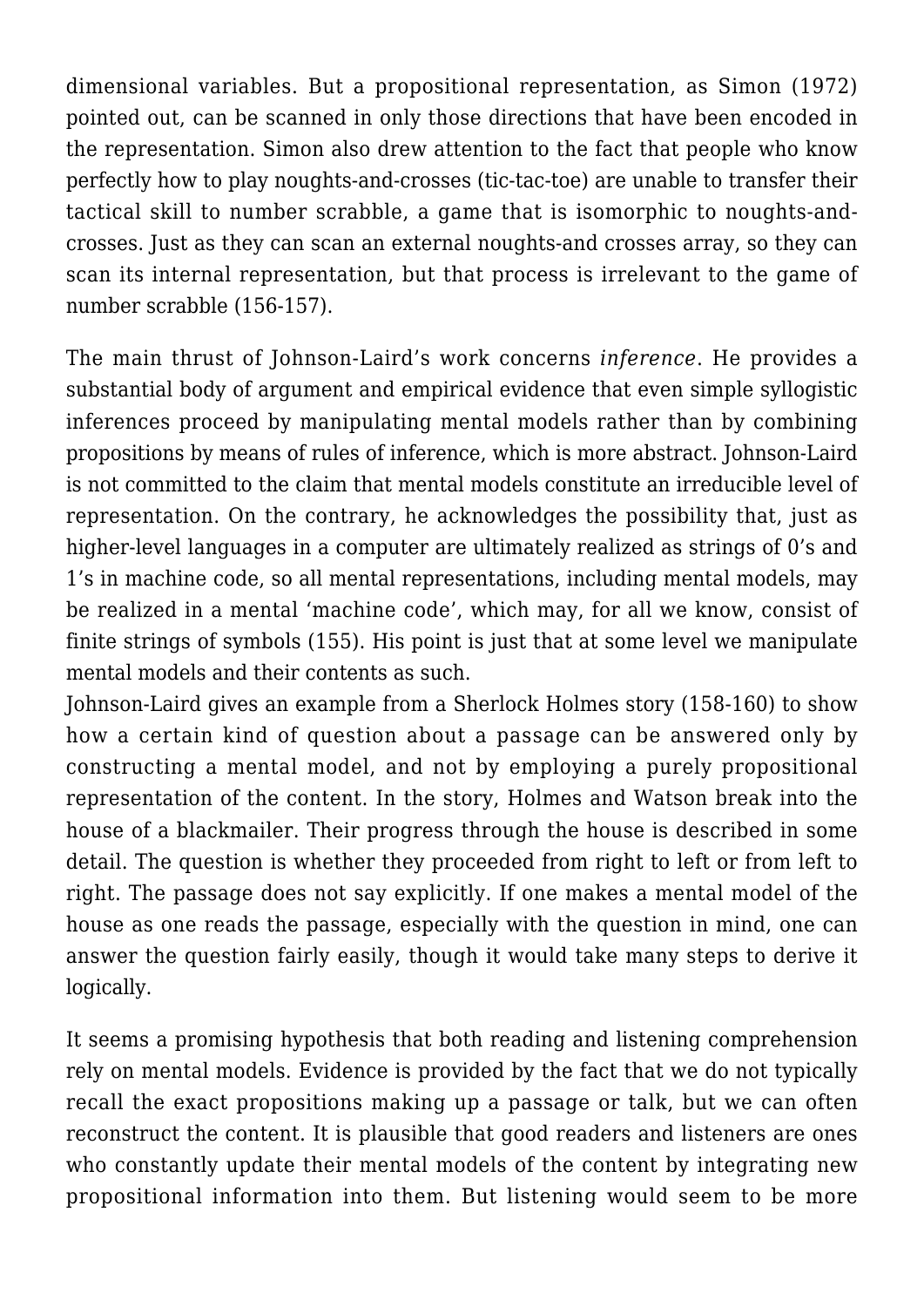dimensional variables. But a propositional representation, as Simon (1972) pointed out, can be scanned in only those directions that have been encoded in the representation. Simon also drew attention to the fact that people who know perfectly how to play noughts-and-crosses (tic-tac-toe) are unable to transfer their tactical skill to number scrabble, a game that is isomorphic to noughts-and-crosses. Just as they can scan an external noughts-and crosses array, so they can scan its internal representation, but that process is irrelevant to the game of number scrabble (156-157).

The main thrust of Johnson-Laird's work concerns *inference*. He provides a substantial body of argument and empirical evidence that even simple syllogistic inferences proceed by manipulating mental models rather than by combining propositions by means of rules of inference, which is more abstract. Johnson-Laird is not committed to the claim that mental models constitute an irreducible level of representation. On the contrary, he acknowledges the possibility that, just as higher-level languages in a computer are ultimately realized as strings of 0's and 1's in machine code, so all mental representations, including mental models, may be realized in a mental 'machine code', which may, for all we know, consist of finite strings of symbols (155). His point is just that at some level we manipulate mental models and their contents as such.

Johnson-Laird gives an example from a Sherlock Holmes story (158-160) to show how a certain kind of question about a passage can be answered only by constructing a mental model, and not by employing a purely propositional representation of the content. In the story, Holmes and Watson break into the house of a blackmailer. Their progress through the house is described in some detail. The question is whether they proceeded from right to left or from left to right. The passage does not say explicitly. If one makes a mental model of the house as one reads the passage, especially with the question in mind, one can answer the question fairly easily, though it would take many steps to derive it logically.

It seems a promising hypothesis that both reading and listening comprehension rely on mental models. Evidence is provided by the fact that we do not typically recall the exact propositions making up a passage or talk, but we can often reconstruct the content. It is plausible that good readers and listeners are ones who constantly update their mental models of the content by integrating new propositional information into them. But listening would seem to be more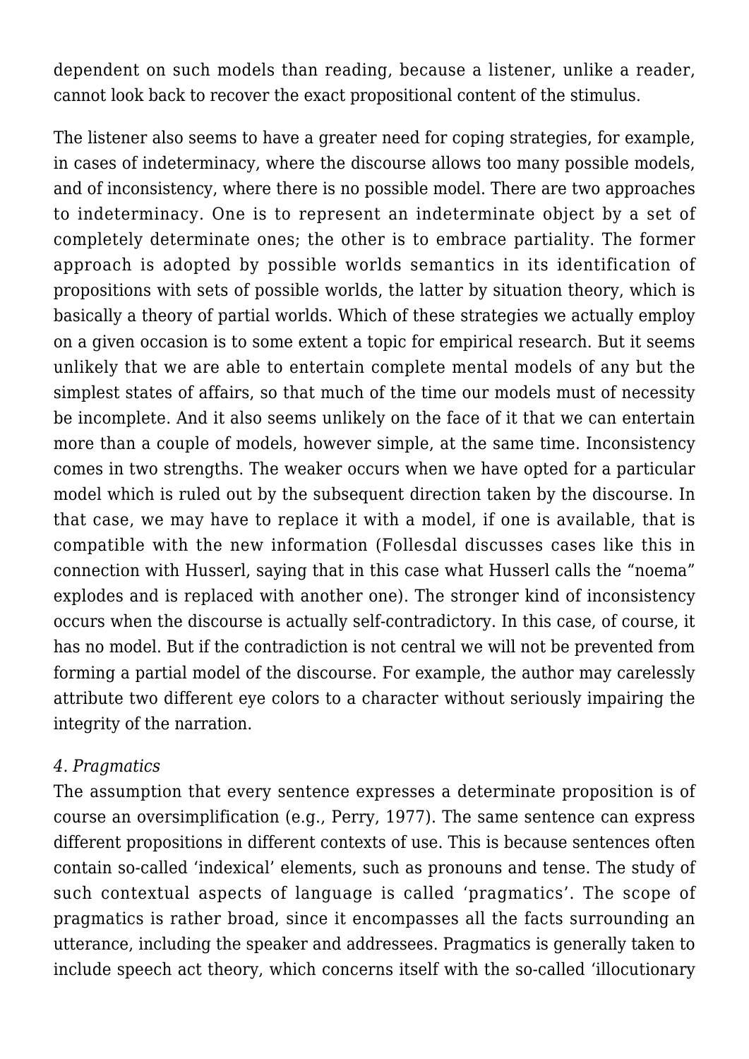dependent on such models than reading, because a listener, unlike a reader, cannot look back to recover the exact propositional content of the stimulus.

The listener also seems to have a greater need for coping strategies, for example, in cases of indeterminacy, where the discourse allows too many possible models, and of inconsistency, where there is no possible model. There are two approaches to indeterminacy. One is to represent an indeterminate object by a set of completely determinate ones; the other is to embrace partiality. The former approach is adopted by possible worlds semantics in its identification of propositions with sets of possible worlds, the latter by situation theory, which is basically a theory of partial worlds. Which of these strategies we actually employ on a given occasion is to some extent a topic for empirical research. But it seems unlikely that we are able to entertain complete mental models of any but the simplest states of affairs, so that much of the time our models must of necessity be incomplete. And it also seems unlikely on the face of it that we can entertain more than a couple of models, however simple, at the same time. Inconsistency comes in two strengths. The weaker occurs when we have opted for a particular model which is ruled out by the subsequent direction taken by the discourse. In that case, we may have to replace it with a model, if one is available, that is compatible with the new information (Follesdal discusses cases like this in connection with Husserl, saying that in this case what Husserl calls the "noema" explodes and is replaced with another one). The stronger kind of inconsistency occurs when the discourse is actually self-contradictory. In this case, of course, it has no model. But if the contradiction is not central we will not be prevented from forming a partial model of the discourse. For example, the author may carelessly attribute two different eye colors to a character without seriously impairing the integrity of the narration.

*4. Pragmatics*

The assumption that every sentence expresses a determinate proposition is of course an oversimplification (e.g., Perry, 1977). The same sentence can express different propositions in different contexts of use. This is because sentences often contain so-called 'indexical' elements, such as pronouns and tense. The study of such contextual aspects of language is called 'pragmatics'. The scope of pragmatics is rather broad, since it encompasses all the facts surrounding an utterance, including the speaker and addressees. Pragmatics is generally taken to include speech act theory, which concerns itself with the so-called 'illocutionary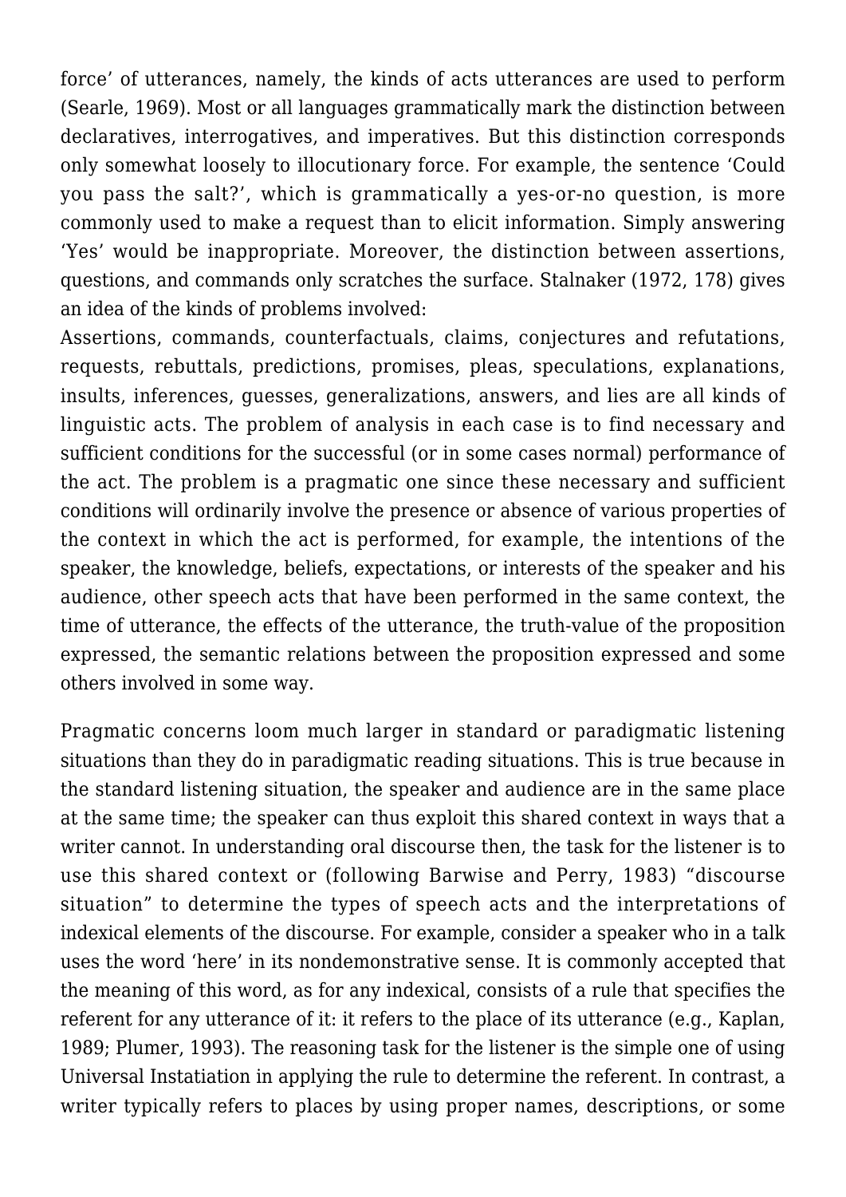force' of utterances, namely, the kinds of acts utterances are used to perform (Searle, 1969). Most or all languages grammatically mark the distinction between declaratives, interrogatives, and imperatives. But this distinction corresponds only somewhat loosely to illocutionary force. For example, the sentence 'Could you pass the salt?', which is grammatically a yes-or-no question, is more commonly used to make a request than to elicit information. Simply answering 'Yes' would be inappropriate. Moreover, the distinction between assertions, questions, and commands only scratches the surface. Stalnaker (1972, 178) gives an idea of the kinds of problems involved:

Assertions, commands, counterfactuals, claims, conjectures and refutations, requests, rebuttals, predictions, promises, pleas, speculations, explanations, insults, inferences, guesses, generalizations, answers, and lies are all kinds of linguistic acts. The problem of analysis in each case is to find necessary and sufficient conditions for the successful (or in some cases normal) performance of the act. The problem is a pragmatic one since these necessary and sufficient conditions will ordinarily involve the presence or absence of various properties of the context in which the act is performed, for example, the intentions of the speaker, the knowledge, beliefs, expectations, or interests of the speaker and his audience, other speech acts that have been performed in the same context, the time of utterance, the effects of the utterance, the truth-value of the proposition expressed, the semantic relations between the proposition expressed and some others involved in some way.

Pragmatic concerns loom much larger in standard or paradigmatic listening situations than they do in paradigmatic reading situations. This is true because in the standard listening situation, the speaker and audience are in the same place at the same time; the speaker can thus exploit this shared context in ways that a writer cannot. In understanding oral discourse then, the task for the listener is to use this shared context or (following Barwise and Perry, 1983) "discourse situation" to determine the types of speech acts and the interpretations of indexical elements of the discourse. For example, consider a speaker who in a talk uses the word 'here' in its nondemonstrative sense. It is commonly accepted that the meaning of this word, as for any indexical, consists of a rule that specifies the referent for any utterance of it: it refers to the place of its utterance (e.g., Kaplan, 1989; Plumer, 1993). The reasoning task for the listener is the simple one of using Universal Instatiation in applying the rule to determine the referent. In contrast, a writer typically refers to places by using proper names, descriptions, or some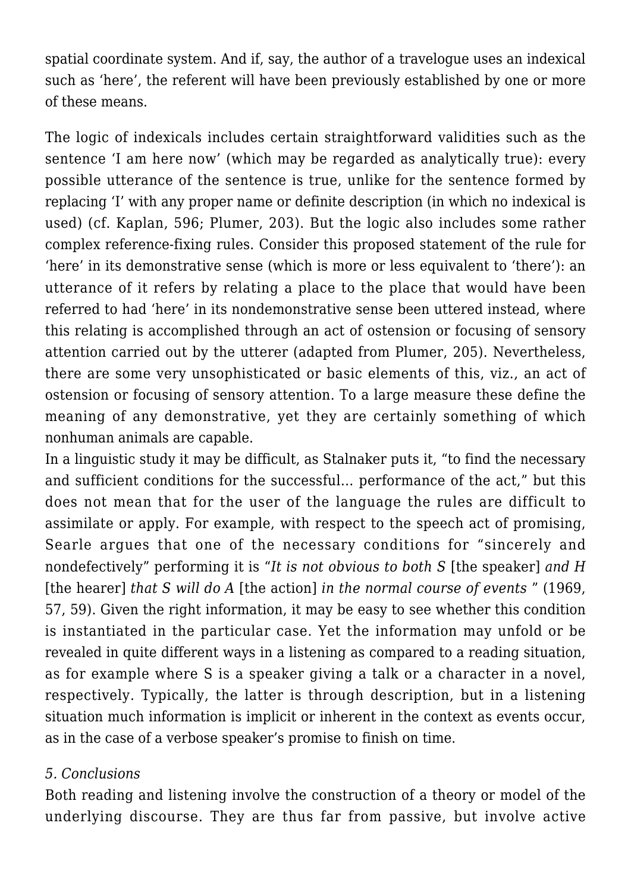spatial coordinate system. And if, say, the author of a travelogue uses an indexical such as 'here', the referent will have been previously established by one or more of these means.

The logic of indexicals includes certain straightforward validities such as the sentence 'I am here now' (which may be regarded as analytically true): every possible utterance of the sentence is true, unlike for the sentence formed by replacing 'I' with any proper name or definite description (in which no indexical is used) (cf. Kaplan, 596; Plumer, 203). But the logic also includes some rather complex reference-fixing rules. Consider this proposed statement of the rule for 'here' in its demonstrative sense (which is more or less equivalent to 'there'): an utterance of it refers by relating a place to the place that would have been referred to had 'here' in its nondemonstrative sense been uttered instead, where this relating is accomplished through an act of ostension or focusing of sensory attention carried out by the utterer (adapted from Plumer, 205). Nevertheless, there are some very unsophisticated or basic elements of this, viz., an act of ostension or focusing of sensory attention. To a large measure these define the meaning of any demonstrative, yet they are certainly something of which nonhuman animals are capable.

In a linguistic study it may be difficult, as Stalnaker puts it, "to find the necessary and sufficient conditions for the successful… performance of the act," but this does not mean that for the user of the language the rules are difficult to assimilate or apply. For example, with respect to the speech act of promising, Searle argues that one of the necessary conditions for "sincerely and nondefectively" performing it is "*It is not obvious to both S* [the speaker] *and H* [the hearer] *that S will do A* [the action] *in the normal course of events* " (1969, 57, 59). Given the right information, it may be easy to see whether this condition is instantiated in the particular case. Yet the information may unfold or be revealed in quite different ways in a listening as compared to a reading situation, as for example where S is a speaker giving a talk or a character in a novel, respectively. Typically, the latter is through description, but in a listening situation much information is implicit or inherent in the context as events occur, as in the case of a verbose speaker's promise to finish on time.

*5. Conclusions*

Both reading and listening involve the construction of a theory or model of the underlying discourse. They are thus far from passive, but involve active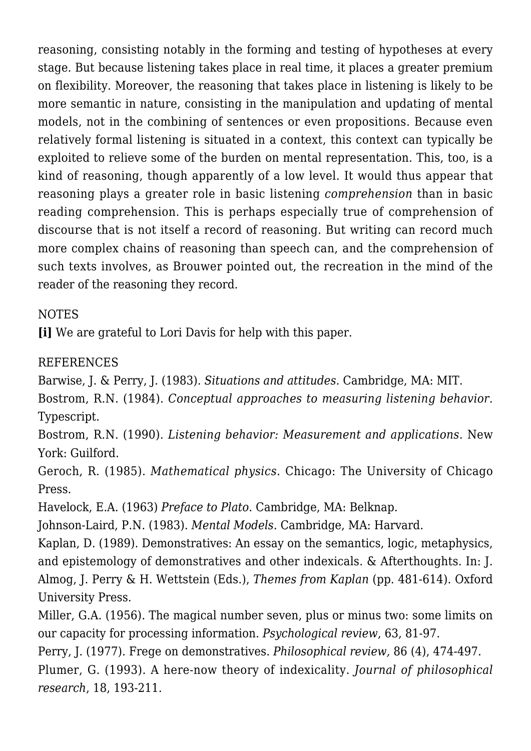reasoning, consisting notably in the forming and testing of hypotheses at every stage. But because listening takes place in real time, it places a greater premium on flexibility. Moreover, the reasoning that takes place in listening is likely to be more semantic in nature, consisting in the manipulation and updating of mental models, not in the combining of sentences or even propositions. Because even relatively formal listening is situated in a context, this context can typically be exploited to relieve some of the burden on mental representation. This, too, is a kind of reasoning, though apparently of a low level. It would thus appear that reasoning plays a greater role in basic listening *comprehension* than in basic reading comprehension. This is perhaps especially true of comprehension of discourse that is not itself a record of reasoning. But writing can record much more complex chains of reasoning than speech can, and the comprehension of such texts involves, as Brouwer pointed out, the recreation in the mind of the reader of the reasoning they record.

NOTES

**[i]** We are grateful to Lori Davis for help with this paper.

REFERENCES

Barwise, J. & Perry, J. (1983). *Situations and attitudes.* Cambridge, MA: MIT.

Bostrom, R.N. (1984). *Conceptual approaches to measuring listening behavior.* Typescript.

Bostrom, R.N. (1990). *Listening behavior: Measurement and applications*. New York: Guilford.

Geroch, R. (1985). *Mathematical physics.* Chicago: The University of Chicago Press.

Havelock, E.A. (1963) *Preface to Plato*. Cambridge, MA: Belknap.

Johnson-Laird, P.N. (1983). *Mental Models*. Cambridge, MA: Harvard.

Kaplan, D. (1989). Demonstratives: An essay on the semantics, logic, metaphysics, and epistemology of demonstratives and other indexicals. & Afterthoughts. In: J. Almog, J. Perry & H. Wettstein (Eds.), *Themes from Kaplan* (pp. 481-614). Oxford University Press.

Miller, G.A. (1956). The magical number seven, plus or minus two: some limits on our capacity for processing information. *Psychological review*, 63, 81-97.

Perry, J. (1977). Frege on demonstratives. *Philosophical review,* 86 (4), 474-497.

Plumer, G. (1993). A here-now theory of indexicality. *Journal of philosophical research*, 18, 193-211.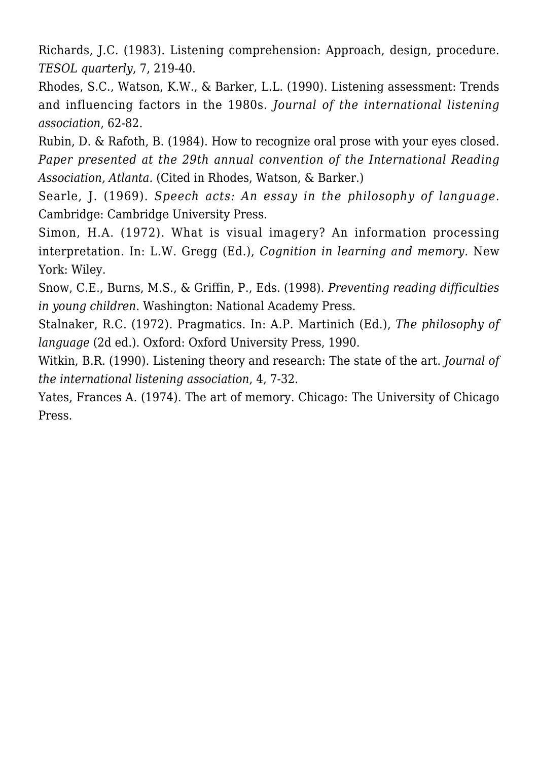Richards, J.C. (1983). Listening comprehension: Approach, design, procedure. *TESOL quarterly*, 7, 219-40.

Rhodes, S.C., Watson, K.W., & Barker, L.L. (1990). Listening assessment: Trends and influencing factors in the 1980s. *Journal of the international listening association*, 62-82.

Rubin, D. & Rafoth, B. (1984). How to recognize oral prose with your eyes closed. *Paper presented at the 29th annual convention of the International Reading Association, Atlanta.* (Cited in Rhodes, Watson, & Barker.)

Searle, J. (1969). *Speech acts: An essay in the philosophy of language*. Cambridge: Cambridge University Press.

Simon, H.A. (1972). What is visual imagery? An information processing interpretation. In: L.W. Gregg (Ed.), *Cognition in learning and memory*. New York: Wiley.

Snow, C.E., Burns, M.S., & Griffin, P., Eds. (1998). *Preventing reading difficulties in young children*. Washington: National Academy Press.

Stalnaker, R.C. (1972). Pragmatics. In: A.P. Martinich (Ed.), *The philosophy of language* (2d ed.). Oxford: Oxford University Press, 1990.

Witkin, B.R. (1990). Listening theory and research: The state of the art. *Journal of the international listening association*, 4, 7-32.

Yates, Frances A. (1974). The art of memory. Chicago: The University of Chicago Press.